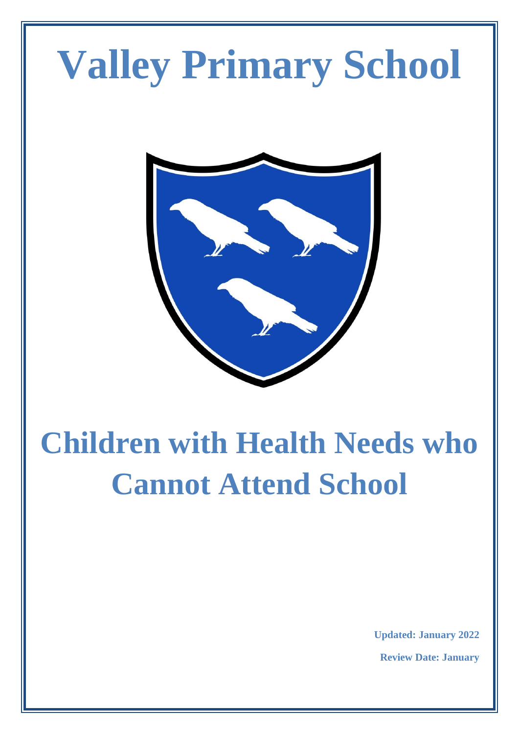# Valley Primary School

# Children with Health Needs who Cannot Attend School

**Updated: January 2022**

**Review Date: January**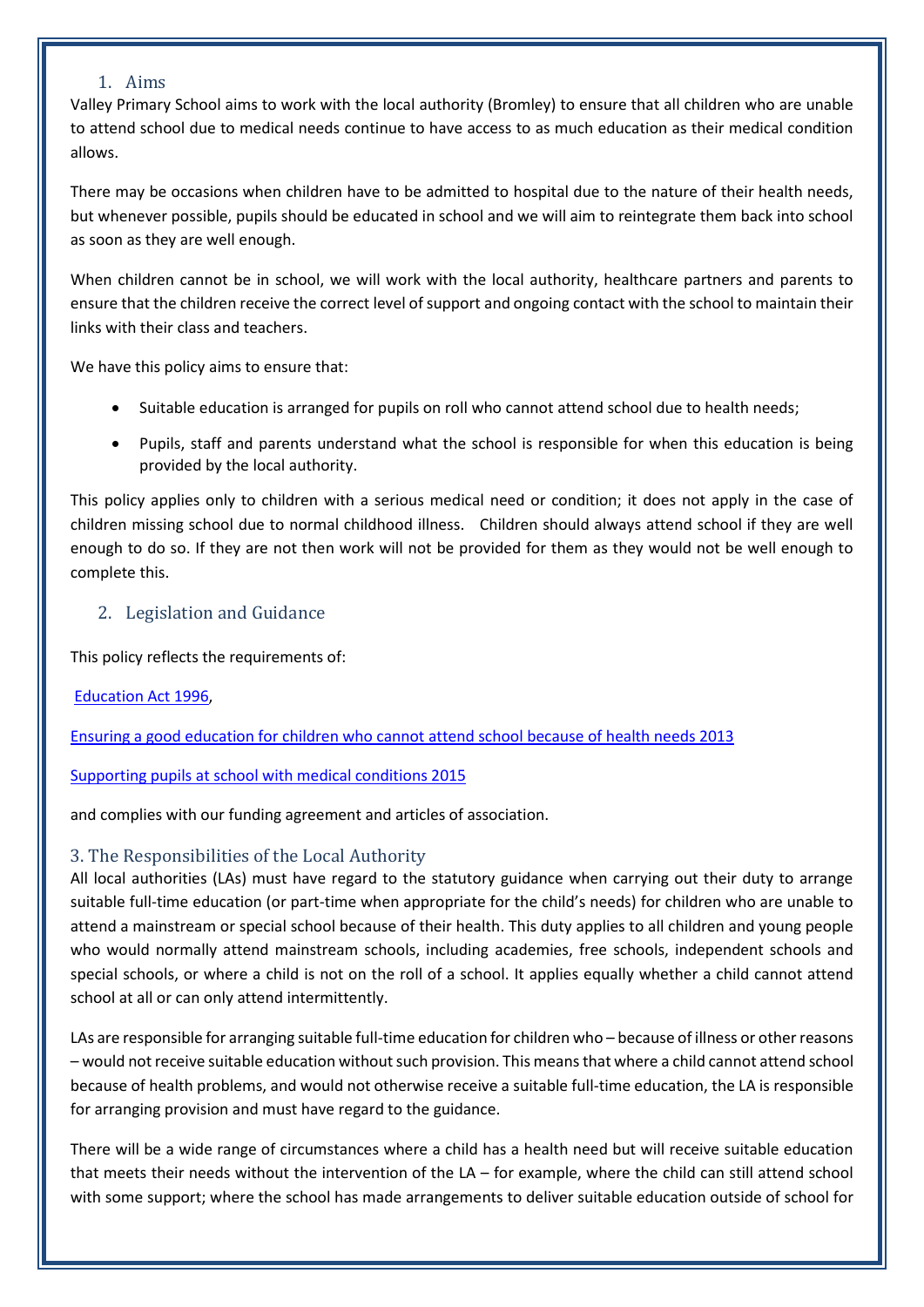## 1. Aims

Valley Primary School aims to work with the local authority (Bromley) to ensure that all children who are unable to attend school due to medical needs continue to have access to as much education as their medical condition allows.

There may be occasions when children have to be admitted to hospital due to the nature of their health needs, but whenever possible, pupils should be educated in school and we will aim to reintegrate them back into school as soon as they are well enough.

When children cannot be in school, we will work with the local authority, healthcare partners and parents to ensure that the children receive the correct level of support and ongoing contact with the school to maintain their links with their class and teachers.

We have this policy aims to ensure that:

- Suitable education is arranged for pupils on roll who cannot attend school due to health needs;
- Pupils, staff and parents understand what the school is responsible for when this education is being provided by the local authority.

This policy applies only to children with a serious medical need or condition; it does not apply in the case of children missing school due to normal childhood illness. Children should always attend school if they are well enough to do so. If they are not then work will not be provided for them as they would not be well enough to complete this.

## 2. Legislation and Guidance

This policy reflects the requirements of:

Education Act 1996,

Ensuring a good education for children who cannot attend school because of health needs 2013

Supporting pupils at school with medical conditions 2015

and complies with our funding agreement and articles of association.

## 3. The Responsibilities of the Local Authority

All local authorities (LAs) must have regard to the statutory guidance when carrying out their duty to arrange suitable full-time education (or part-time when appropriate for the child's needs) for children who are unable to attend a mainstream or special school because of their health. This duty applies to all children and young people who would normally attend mainstream schools, including academies, free schools, independent schools and special schools, or where a child is not on the roll of a school. It applies equally whether a child cannot attend school at all or can only attend intermittently.

LAs are responsible for arranging suitable full-time education for children who – because of illness or other reasons – would not receive suitable education without such provision. This means that where a child cannot attend school because of health problems, and would not otherwise receive a suitable full-time education, the LA is responsible for arranging provision and must have regard to the guidance.

There will be a wide range of circumstances where a child has a health need but will receive suitable education that meets their needs without the intervention of the LA – for example, where the child can still attend school with some support; where the school has made arrangements to deliver suitable education outside of school for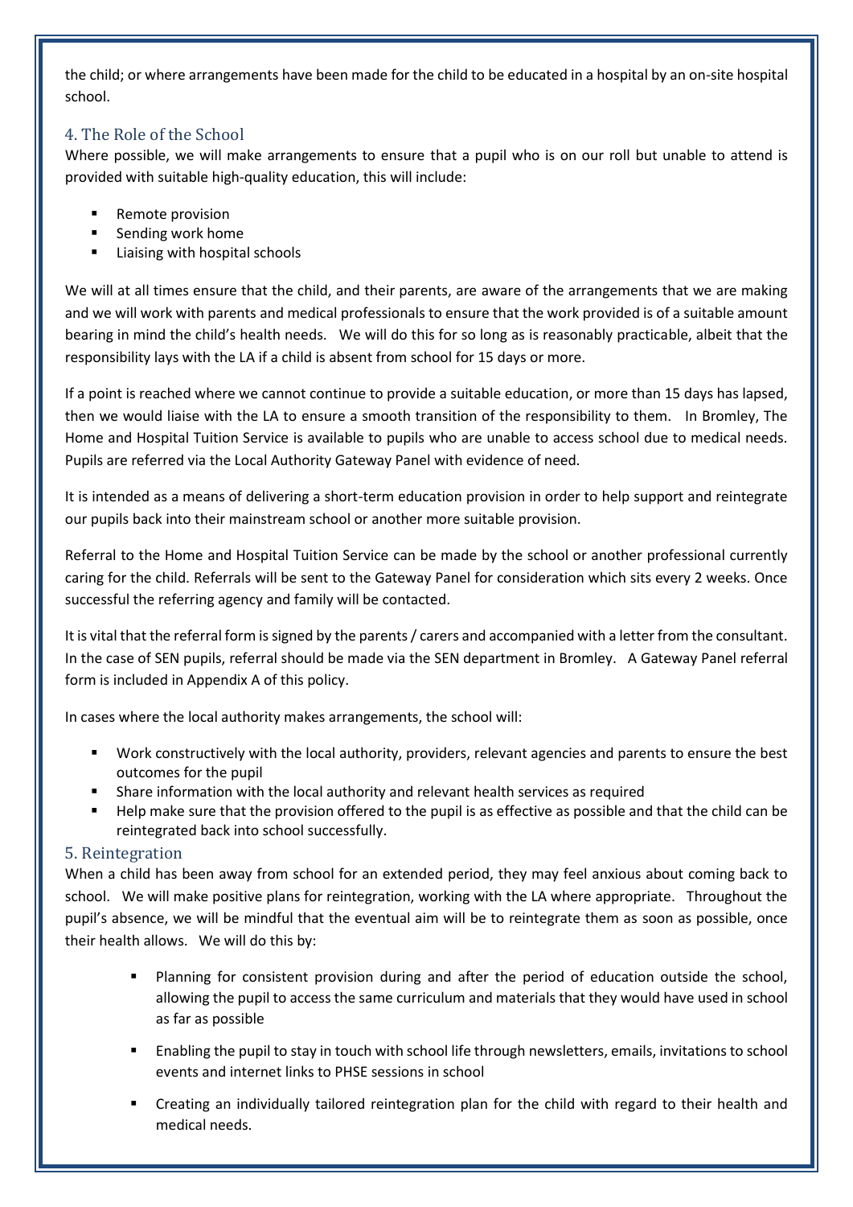the child; or where arrangements have been made for the child to be educated in a hospital by an on-site hospital school.

## 4. The Role of the School

Where possible, we will make arrangements to ensure that a pupil who is on our roll but unable to attend is provided with suitable high-quality education, this will include:

- Remote provision
- Sending work home
- Liaising with hospital schools

We will at all times ensure that the child, and their parents, are aware of the arrangements that we are making and we will work with parents and medical professionals to ensure that the work provided is of a suitable amount bearing in mind the child's health needs. We will do this for so long as is reasonably practicable, albeit that the responsibility lays with the LA if a child is absent from school for 15 days or more.

If a point is reached where we cannot continue to provide a suitable education, or more than 15 days has lapsed, then we would liaise with the LA to ensure a smooth transition of the responsibility to them. In Bromley, The Home and Hospital Tuition Service is available to pupils who are unable to access school due to medical needs. Pupils are referred via the Local Authority Gateway Panel with evidence of need.

It is intended as a means of delivering a short-term education provision in order to help support and reintegrate our pupils back into their mainstream school or another more suitable provision.

Referral to the Home and Hospital Tuition Service can be made by the school or another professional currently caring for the child. Referrals will be sent to the Gateway Panel for consideration which sits every 2 weeks. Once successful the referring agency and family will be contacted.

It is vital that the referral form is signed by the parents / carers and accompanied with a letter from the consultant. In the case of SEN pupils, referral should be made via the SEN department in Bromley. A Gateway Panel referral form is included in Appendix A of this policy.

In cases where the local authority makes arrangements, the school will:

- Work constructively with the local authority, providers, relevant agencies and parents to ensure the best outcomes for the pupil
- Share information with the local authority and relevant health services as required
- Help make sure that the provision offered to the pupil is as effective as possible and that the child can be reintegrated back into school successfully.

## 5. Reintegration

When a child has been away from school for an extended period, they may feel anxious about coming back to school. We will make positive plans for reintegration, working with the LA where appropriate. Throughout the pupil's absence, we will be mindful that the eventual aim will be to reintegrate them as soon as possible, once their health allows. We will do this by:

- Planning for consistent provision during and after the period of education outside the school, allowing the pupil to access the same curriculum and materials that they would have used in school as far as possible
- Enabling the pupil to stay in touch with school life through newsletters, emails, invitations to school events and internet links to PHSE sessions in school
- Creating an individually tailored reintegration plan for the child with regard to their health and medical needs.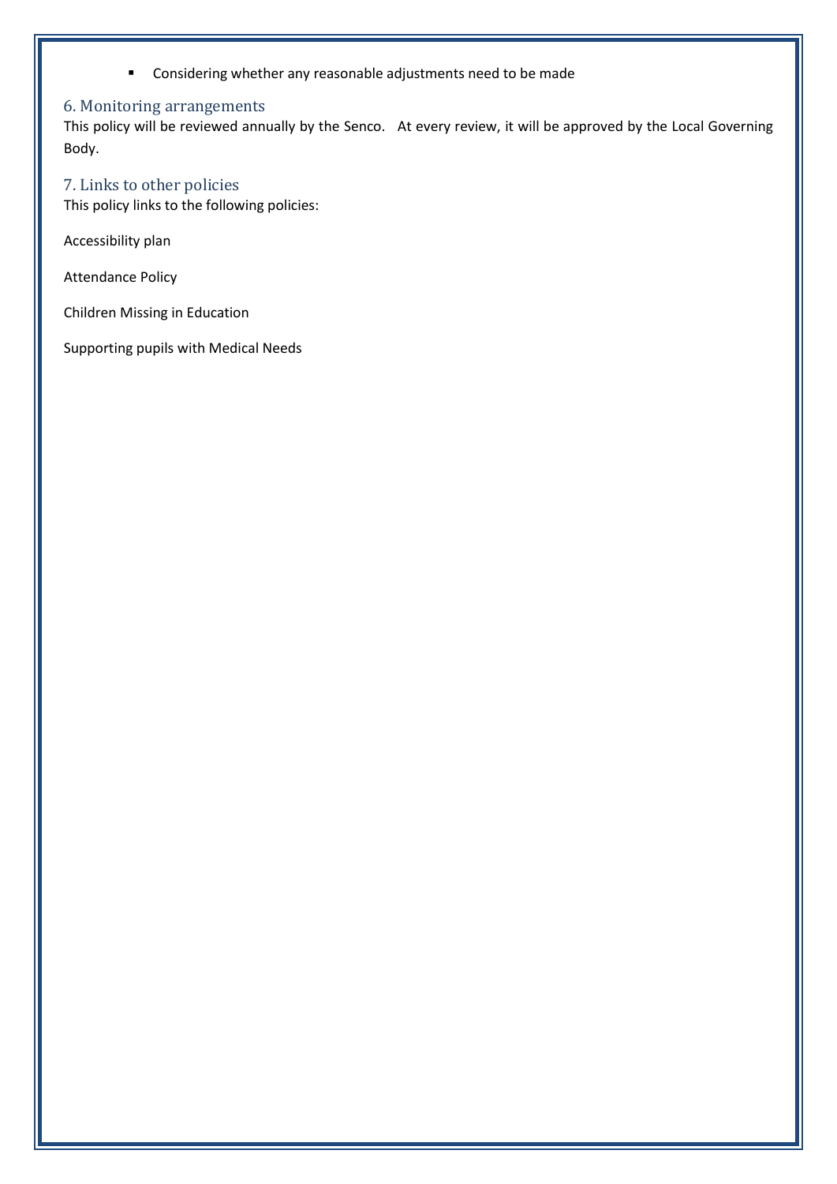- Considering whether any reasonable adjustments need to be made

## 6. Monitoring arrangements

This policy will be reviewed annually by the Senco. At every review, it will be approved by the Local Governing Body.

## 7. Links to other policies

This policy links to the following policies:

Accessibility plan

Attendance Policy

Children Missing in Education

Supporting pupils with Medical Needs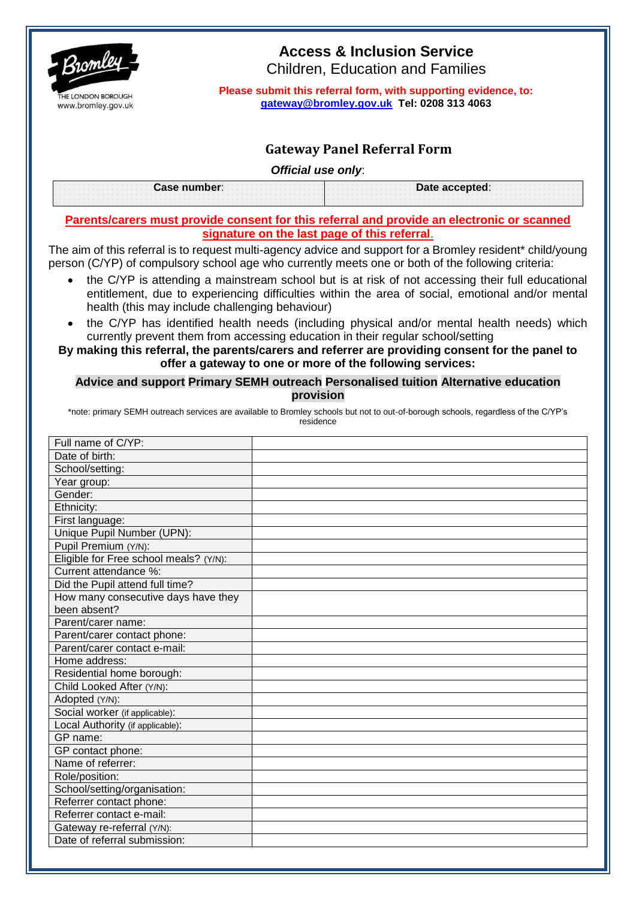THE LONDON BOROUGH
www.bromley.gov.uk

# Access & Inclusion Service

Children, Education and Families

**Please submit this referral form, with supporting evidence, to:**
**gateway@bromley.gov.uk Tel: 0208 313 4063**

## Gateway Panel Referral Form

***Official use only***:

| **Case number**: | **Date accepted**: |
|---|---|
| | |

**Parents/carers must provide consent for this referral and provide an electronic or scanned signature on the last page of this referral.**

The aim of this referral is to request multi-agency advice and support for a Bromley resident* child/young person (C/YP) of compulsory school age who currently meets one or both of the following criteria:

- the C/YP is attending a mainstream school but is at risk of not accessing their full educational entitlement, due to experiencing difficulties within the area of social, emotional and/or mental health (this may include challenging behaviour)
- the C/YP has identified health needs (including physical and/or mental health needs) which currently prevent them from accessing education in their regular school/setting

**By making this referral, the parents/carers and referrer are providing consent for the panel to offer a gateway to one or more of the following services:**

**Advice and support** **Primary SEMH outreach** **Personalised tuition** **Alternative education provision**

*note: primary SEMH outreach services are available to Bromley schools but not to out-of-borough schools, regardless of the C/YP's residence

| | |
|---|---|
| Full name of C/YP: | |
| Date of birth: | |
| School/setting: | |
| Year group: | |
| Gender: | |
| Ethnicity: | |
| First language: | |
| Unique Pupil Number (UPN): | |
| Pupil Premium (Y/N): | |
| Eligible for Free school meals? (Y/N): | |
| Current attendance %: | |
| Did the Pupil attend full time? | |
| How many consecutive days have they been absent? | |
| Parent/carer name: | |
| Parent/carer contact phone: | |
| Parent/carer contact e-mail: | |
| Home address: | |
| Residential home borough: | |
| Child Looked After (Y/N): | |
| Adopted (Y/N): | |
| Social worker (if applicable): | |
| Local Authority (if applicable): | |
| GP name: | |
| GP contact phone: | |
| Name of referrer: | |
| Role/position: | |
| School/setting/organisation: | |
| Referrer contact phone: | |
| Referrer contact e-mail: | |
| Gateway re-referral (Y/N): | |
| Date of referral submission: | |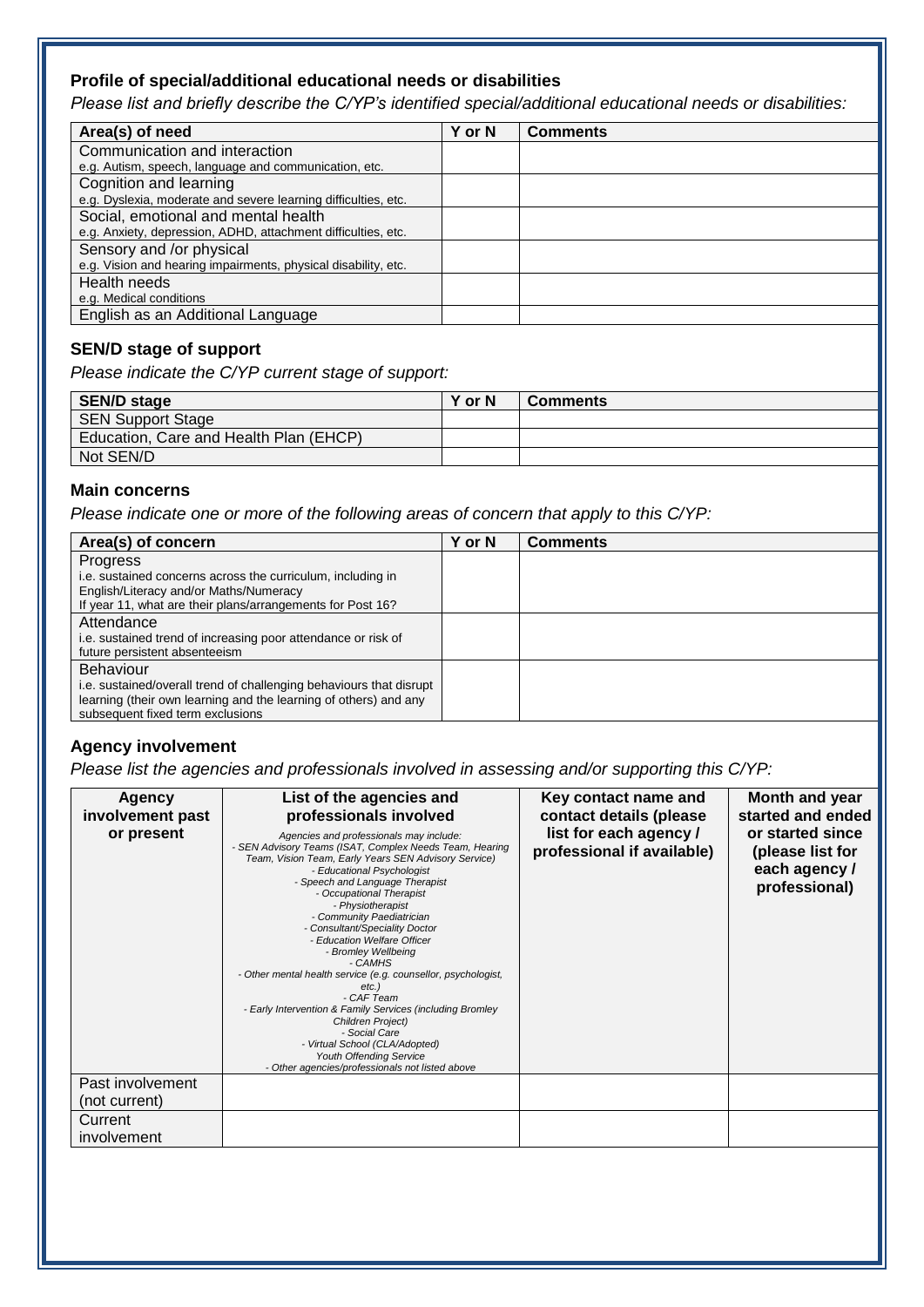### Profile of special/additional educational needs or disabilities

*Please list and briefly describe the C/YP's identified special/additional educational needs or disabilities:*

| Area(s) of need | Y or N | Comments |
|---|---|---|
| Communication and interaction<br>e.g. Autism, speech, language and communication, etc. | | |
| Cognition and learning<br>e.g. Dyslexia, moderate and severe learning difficulties, etc. | | |
| Social, emotional and mental health<br>e.g. Anxiety, depression, ADHD, attachment difficulties, etc. | | |
| Sensory and /or physical<br>e.g. Vision and hearing impairments, physical disability, etc. | | |
| Health needs<br>e.g. Medical conditions | | |
| English as an Additional Language | | |

### SEN/D stage of support

*Please indicate the C/YP current stage of support:*

| SEN/D stage | Y or N | Comments |
|---|---|---|
| SEN Support Stage | | |
| Education, Care and Health Plan (EHCP) | | |
| Not SEN/D | | |

### Main concerns

*Please indicate one or more of the following areas of concern that apply to this C/YP:*

| Area(s) of concern | Y or N | Comments |
|---|---|---|
| Progress<br>i.e. sustained concerns across the curriculum, including in English/Literacy and/or Maths/Numeracy<br>If year 11, what are their plans/arrangements for Post 16? | | |
| Attendance<br>i.e. sustained trend of increasing poor attendance or risk of future persistent absenteeism | | |
| Behaviour<br>i.e. sustained/overall trend of challenging behaviours that disrupt learning (their own learning and the learning of others) and any subsequent fixed term exclusions | | |

### Agency involvement

*Please list the agencies and professionals involved in assessing and/or supporting this C/YP:*

| Agency involvement past or present | List of the agencies and professionals involved<br>*Agencies and professionals may include:*<br>*- SEN Advisory Teams (ISAT, Complex Needs Team, Hearing Team, Vision Team, Early Years SEN Advisory Service)*<br>*- Educational Psychologist*<br>*- Speech and Language Therapist*<br>*- Occupational Therapist*<br>*- Physiotherapist*<br>*- Community Paediatrician*<br>*- Consultant/Speciality Doctor*<br>*- Education Welfare Officer*<br>*- Bromley Wellbeing*<br>*- CAMHS*<br>*- Other mental health service (e.g. counsellor, psychologist, etc.)*<br>*- CAF Team*<br>*- Early Intervention & Family Services (including Bromley Children Project)*<br>*- Social Care*<br>*- Virtual School (CLA/Adopted)*<br>*Youth Offending Service*<br>*- Other agencies/professionals not listed above* | Key contact name and contact details (please list for each agency / professional if available) | Month and year started and ended or started since (please list for each agency / professional) |
|---|---|---|---|
| Past involvement (not current) | | | |
| Current involvement | | | |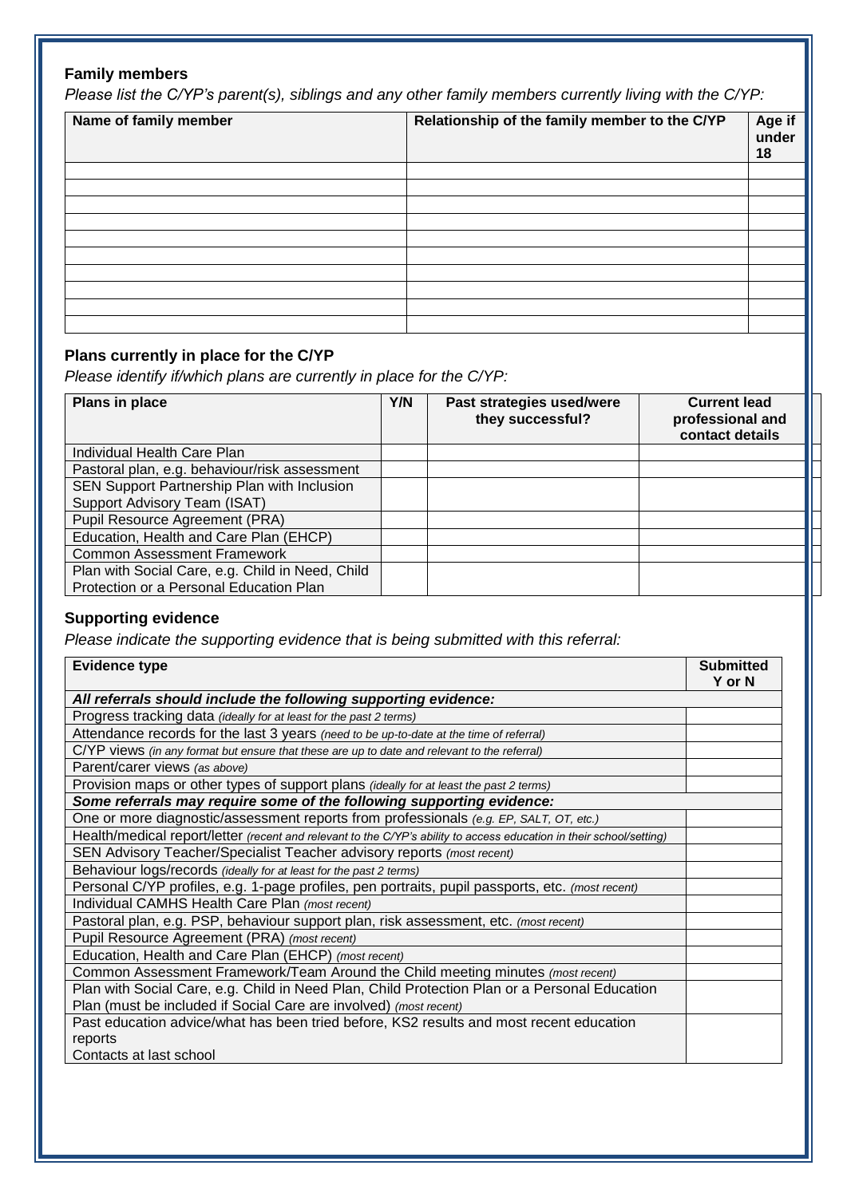**Family members**

*Please list the C/YP's parent(s), siblings and any other family members currently living with the C/YP:*

| Name of family member | Relationship of the family member to the C/YP | Age if under 18 |
|---|---|---|
| | | |
| | | |
| | | |
| | | |
| | | |
| | | |
| | | |
| | | |
| | | |
| | | |

**Plans currently in place for the C/YP**

*Please identify if/which plans are currently in place for the C/YP:*

| Plans in place | Y/N | Past strategies used/were they successful? | Current lead professional and contact details |
|---|---|---|---|
| Individual Health Care Plan | | | |
| Pastoral plan, e.g. behaviour/risk assessment | | | |
| SEN Support Partnership Plan with Inclusion Support Advisory Team (ISAT) | | | |
| Pupil Resource Agreement (PRA) | | | |
| Education, Health and Care Plan (EHCP) | | | |
| Common Assessment Framework | | | |
| Plan with Social Care, e.g. Child in Need, Child Protection or a Personal Education Plan | | | |

**Supporting evidence**

*Please indicate the supporting evidence that is being submitted with this referral:*

| Evidence type | Submitted Y or N |
|---|---|
| ***All referrals should include the following supporting evidence:*** | |
| Progress tracking data *(ideally for at least for the past 2 terms)* | |
| Attendance records for the last 3 years *(need to be up-to-date at the time of referral)* | |
| C/YP views *(in any format but ensure that these are up to date and relevant to the referral)* | |
| Parent/carer views *(as above)* | |
| Provision maps or other types of support plans *(ideally for at least the past 2 terms)* | |
| ***Some referrals may require some of the following supporting evidence:*** | |
| One or more diagnostic/assessment reports from professionals *(e.g. EP, SALT, OT, etc.)* | |
| Health/medical report/letter *(recent and relevant to the C/YP's ability to access education in their school/setting)* | |
| SEN Advisory Teacher/Specialist Teacher advisory reports *(most recent)* | |
| Behaviour logs/records *(ideally for at least for the past 2 terms)* | |
| Personal C/YP profiles, e.g. 1-page profiles, pen portraits, pupil passports, etc. *(most recent)* | |
| Individual CAMHS Health Care Plan *(most recent)* | |
| Pastoral plan, e.g. PSP, behaviour support plan, risk assessment, etc. *(most recent)* | |
| Pupil Resource Agreement (PRA) *(most recent)* | |
| Education, Health and Care Plan (EHCP) *(most recent)* | |
| Common Assessment Framework/Team Around the Child meeting minutes *(most recent)* | |
| Plan with Social Care, e.g. Child in Need Plan, Child Protection Plan or a Personal Education Plan (must be included if Social Care are involved) *(most recent)* | |
| Past education advice/what has been tried before, KS2 results and most recent education reports<br>Contacts at last school | |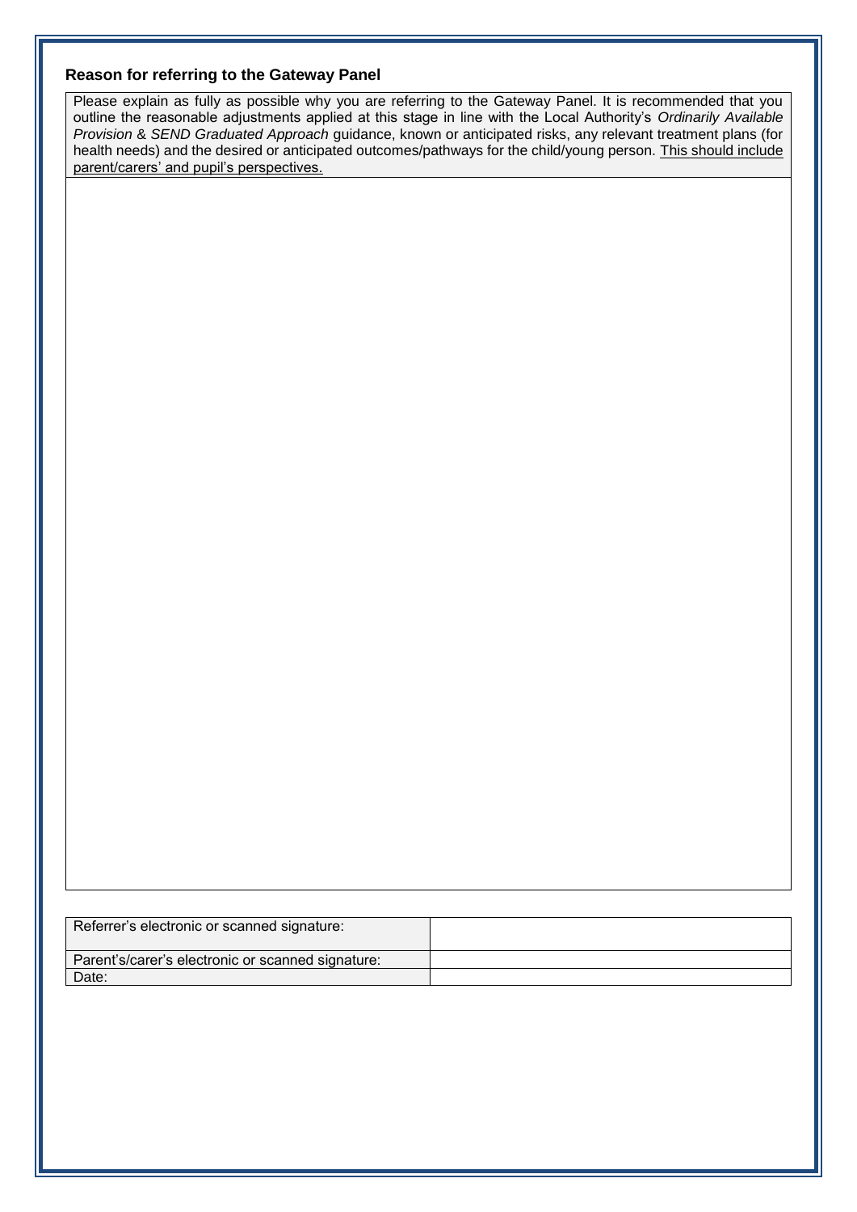**Reason for referring to the Gateway Panel**

| |
|---|
| Please explain as fully as possible why you are referring to the Gateway Panel. It is recommended that you outline the reasonable adjustments applied at this stage in line with the Local Authority's *Ordinarily Available Provision* & *SEND Graduated Approach* guidance, known or anticipated risks, any relevant treatment plans (for health needs) and the desired or anticipated outcomes/pathways for the child/young person. <u>This should include parent/carers' and pupil's perspectives.</u> |
| |

| | |
|---|---|
| Referrer's electronic or scanned signature: | |
| Parent's/carer's electronic or scanned signature: | |
| Date: | |